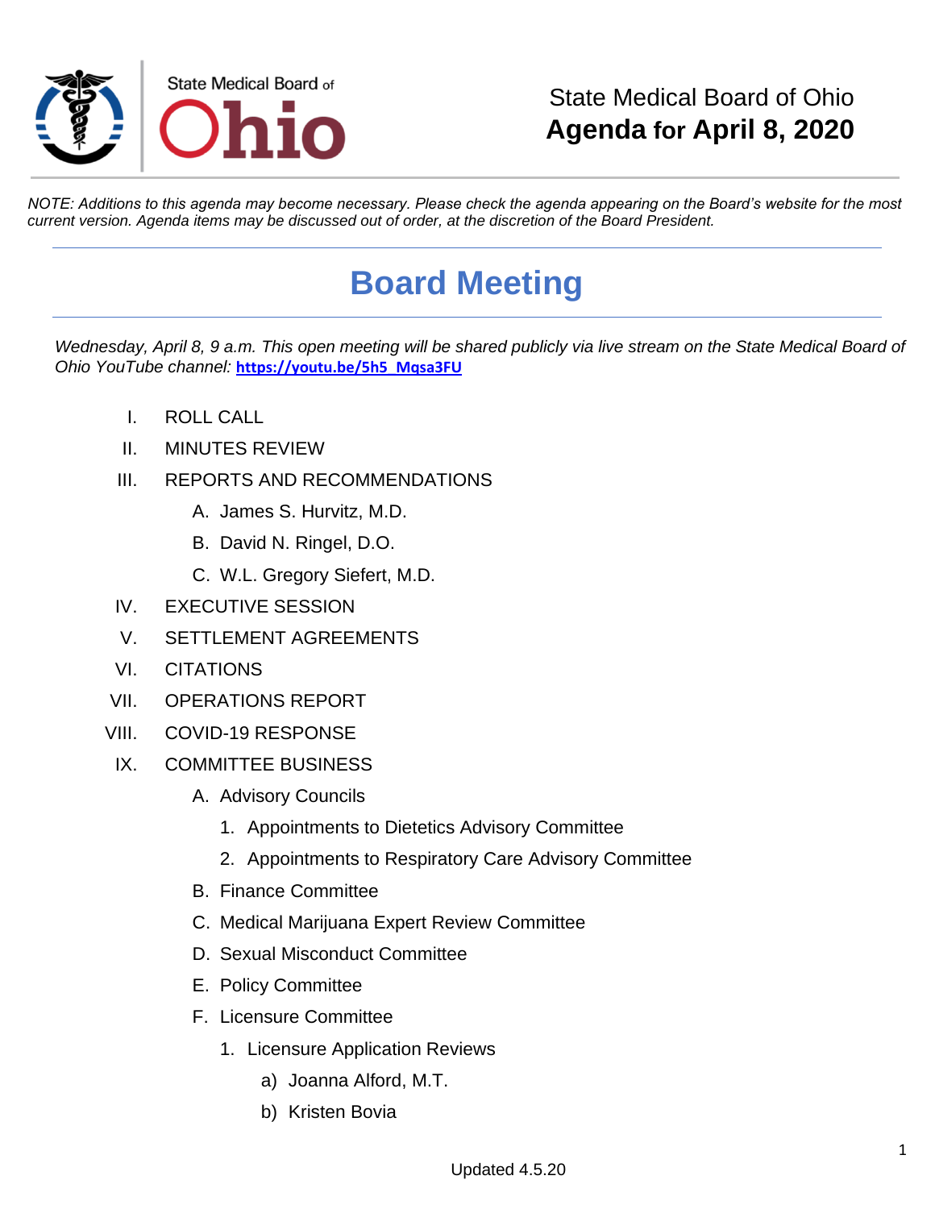State Medical Board of Ohio

# State Medical Board of Ohio
# **Agenda for April 8, 2020**

*NOTE: Additions to this agenda may become necessary. Please check the agenda appearing on the Board's website for the most current version. Agenda items may be discussed out of order, at the discretion of the Board President.*

## Board Meeting

*Wednesday, April 8, 9 a.m. This open meeting will be shared publicly via live stream on the State Medical Board of Ohio YouTube channel:* **https://youtu.be/5h5_Mqsa3FU**

I. ROLL CALL

II. MINUTES REVIEW

III. REPORTS AND RECOMMENDATIONS

  A. James S. Hurvitz, M.D.

  B. David N. Ringel, D.O.

  C. W.L. Gregory Siefert, M.D.

IV. EXECUTIVE SESSION

V. SETTLEMENT AGREEMENTS

VI. CITATIONS

VII. OPERATIONS REPORT

VIII. COVID-19 RESPONSE

IX. COMMITTEE BUSINESS

  A. Advisory Councils

    1. Appointments to Dietetics Advisory Committee

    2. Appointments to Respiratory Care Advisory Committee

  B. Finance Committee

  C. Medical Marijuana Expert Review Committee

  D. Sexual Misconduct Committee

  E. Policy Committee

  F. Licensure Committee

    1. Licensure Application Reviews

      a) Joanna Alford, M.T.

      b) Kristen Bovia

Updated 4.5.20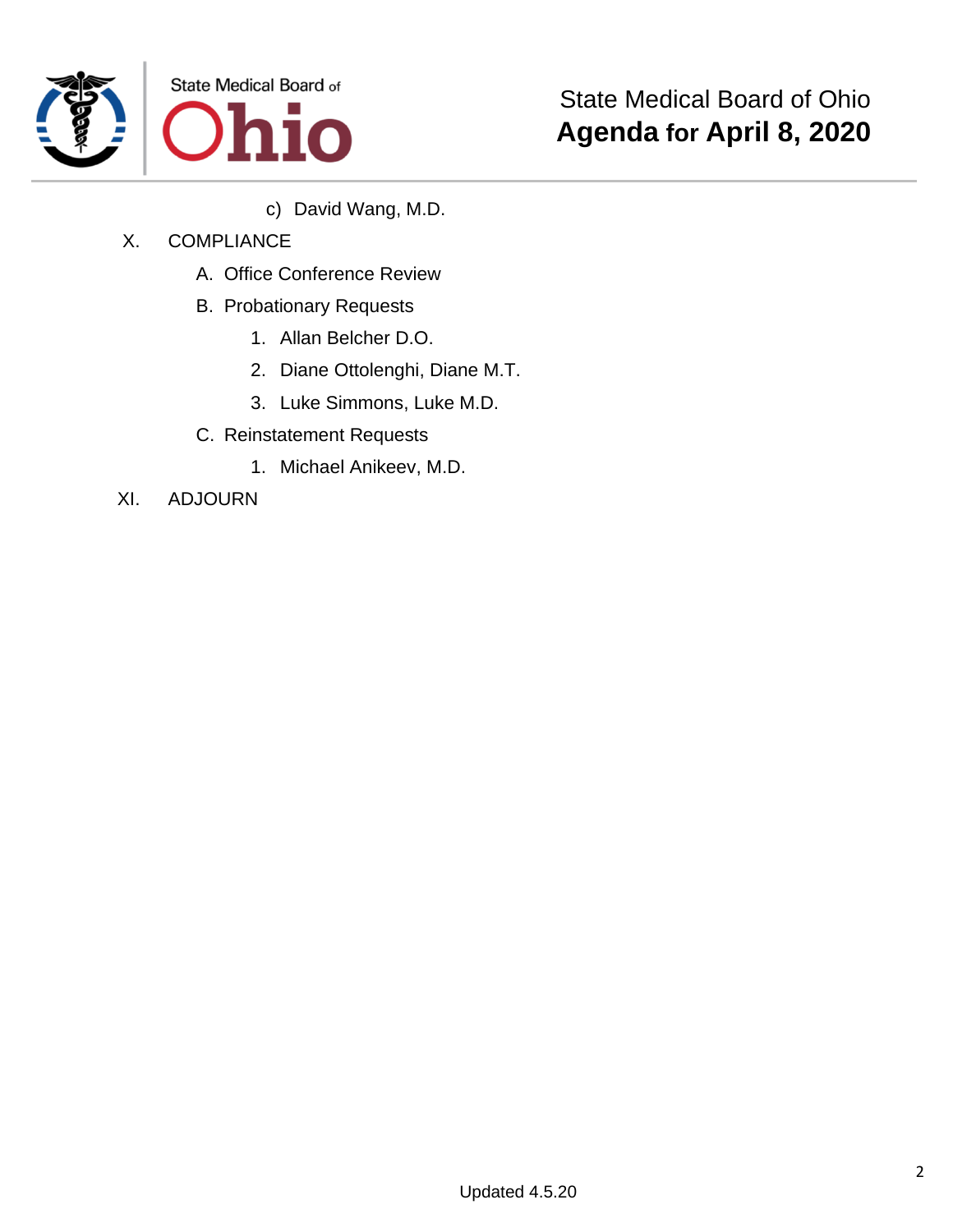c) David Wang, M.D.

X. COMPLIANCE

A. Office Conference Review

B. Probationary Requests

1. Allan Belcher D.O.
2. Diane Ottolenghi, Diane M.T.
3. Luke Simmons, Luke M.D.

C. Reinstatement Requests

1. Michael Anikeev, M.D.

XI. ADJOURN